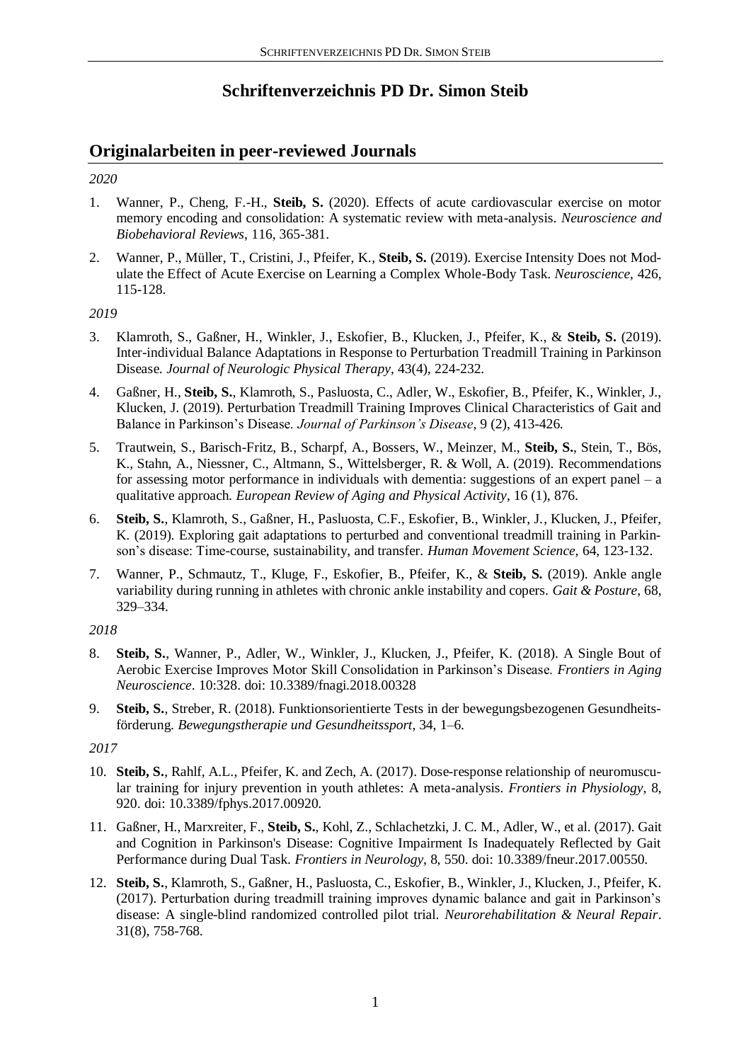# Schriftenverzeichnis PD Dr. Simon Steib

## Originalarbeiten in peer-reviewed Journals

*2020*

1. Wanner, P., Cheng, F.-H., **Steib, S.** (2020). Effects of acute cardiovascular exercise on motor memory encoding and consolidation: A systematic review with meta-analysis. *Neuroscience and Biobehavioral Reviews*, 116, 365-381.

2. Wanner, P., Müller, T., Cristini, J., Pfeifer, K., **Steib, S.** (2019). Exercise Intensity Does not Modulate the Effect of Acute Exercise on Learning a Complex Whole-Body Task. *Neuroscience*, 426, 115-128.

*2019*

3. Klamroth, S., Gaßner, H., Winkler, J., Eskofier, B., Klucken, J., Pfeifer, K., & **Steib, S.** (2019). Inter-individual Balance Adaptations in Response to Perturbation Treadmill Training in Parkinson Disease. *Journal of Neurologic Physical Therapy*, 43(4), 224-232.

4. Gaßner, H., **Steib, S.**, Klamroth, S., Pasluosta, C., Adler, W., Eskofier, B., Pfeifer, K., Winkler, J., Klucken, J. (2019). Perturbation Treadmill Training Improves Clinical Characteristics of Gait and Balance in Parkinson's Disease. *Journal of Parkinson's Disease*, 9 (2), 413-426.

5. Trautwein, S., Barisch-Fritz, B., Scharpf, A., Bossers, W., Meinzer, M., **Steib, S.**, Stein, T., Bös, K., Stahn, A., Niessner, C., Altmann, S., Wittelsberger, R. & Woll, A. (2019). Recommendations for assessing motor performance in individuals with dementia: suggestions of an expert panel – a qualitative approach. *European Review of Aging and Physical Activity*, 16 (1), 876.

6. **Steib, S.**, Klamroth, S., Gaßner, H., Pasluosta, C.F., Eskofier, B., Winkler, J., Klucken, J., Pfeifer, K. (2019). Exploring gait adaptations to perturbed and conventional treadmill training in Parkinson's disease: Time-course, sustainability, and transfer. *Human Movement Science*, 64, 123-132.

7. Wanner, P., Schmautz, T., Kluge, F., Eskofier, B., Pfeifer, K., & **Steib, S.** (2019). Ankle angle variability during running in athletes with chronic ankle instability and copers. *Gait & Posture*, 68, 329–334.

*2018*

8. **Steib, S.**, Wanner, P., Adler, W., Winkler, J., Klucken, J., Pfeifer, K. (2018). A Single Bout of Aerobic Exercise Improves Motor Skill Consolidation in Parkinson's Disease. *Frontiers in Aging Neuroscience*. 10:328. doi: 10.3389/fnagi.2018.00328

9. **Steib, S.**, Streber, R. (2018). Funktionsorientierte Tests in der bewegungsbezogenen Gesundheitsförderung. *Bewegungstherapie und Gesundheitssport*, 34, 1–6.

*2017*

10. **Steib, S.**, Rahlf, A.L., Pfeifer, K. and Zech, A. (2017). Dose-response relationship of neuromuscular training for injury prevention in youth athletes: A meta-analysis. *Frontiers in Physiology*, 8, 920. doi: 10.3389/fphys.2017.00920.

11. Gaßner, H., Marxreiter, F., **Steib, S.**, Kohl, Z., Schlachetzki, J. C. M., Adler, W., et al. (2017). Gait and Cognition in Parkinson's Disease: Cognitive Impairment Is Inadequately Reflected by Gait Performance during Dual Task. *Frontiers in Neurology*, 8, 550. doi: 10.3389/fneur.2017.00550.

12. **Steib, S.**, Klamroth, S., Gaßner, H., Pasluosta, C., Eskofier, B., Winkler, J., Klucken, J., Pfeifer, K. (2017). Perturbation during treadmill training improves dynamic balance and gait in Parkinson's disease: A single-blind randomized controlled pilot trial. *Neurorehabilitation & Neural Repair*. 31(8), 758-768.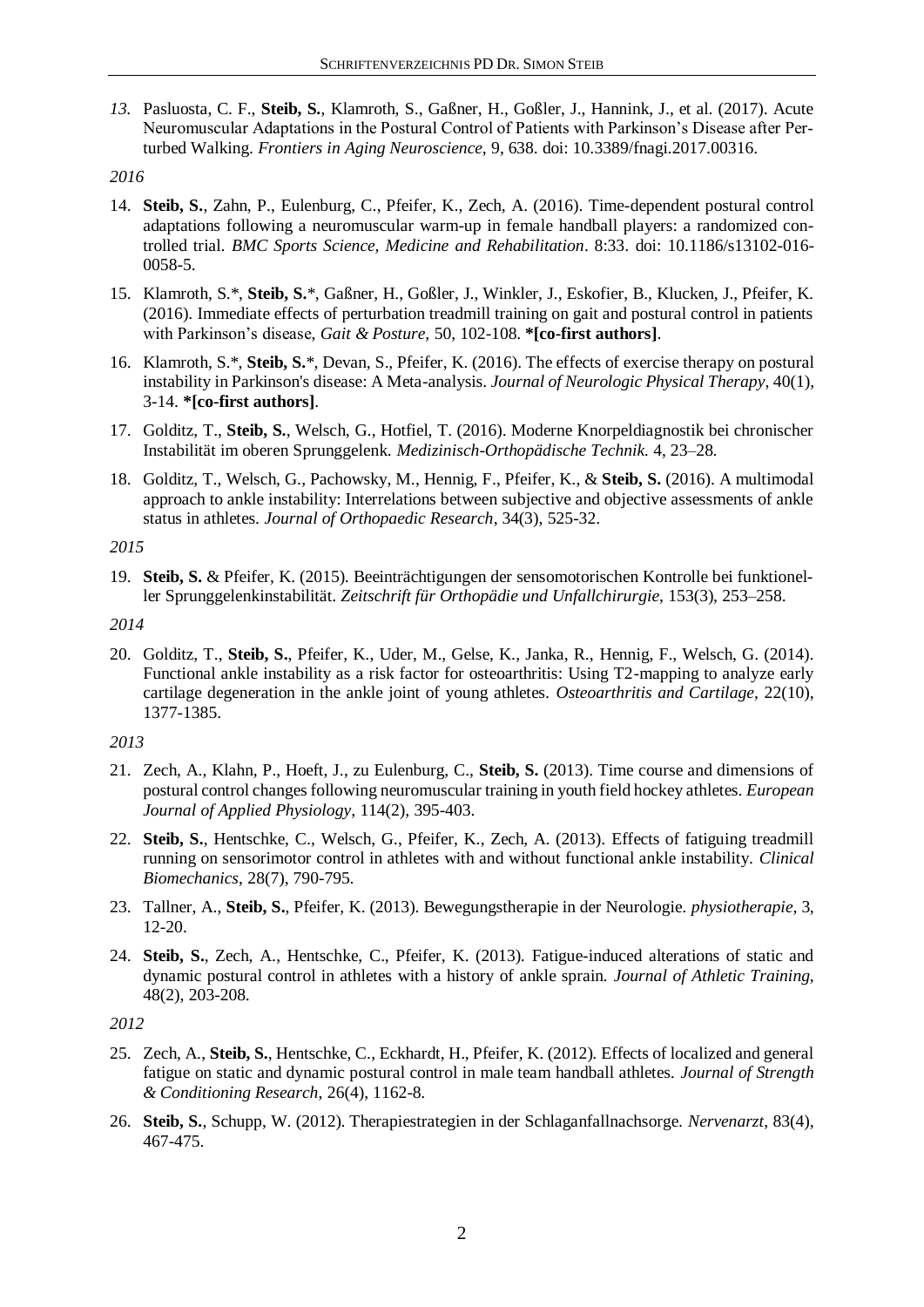13. Pasluosta, C. F., **Steib, S.**, Klamroth, S., Gaßner, H., Goßler, J., Hannink, J., et al. (2017). Acute Neuromuscular Adaptations in the Postural Control of Patients with Parkinson's Disease after Perturbed Walking. *Frontiers in Aging Neuroscience*, 9, 638. doi: 10.3389/fnagi.2017.00316.

*2016*

14. **Steib, S.**, Zahn, P., Eulenburg, C., Pfeifer, K., Zech, A. (2016). Time-dependent postural control adaptations following a neuromuscular warm-up in female handball players: a randomized controlled trial. *BMC Sports Science, Medicine and Rehabilitation*. 8:33. doi: 10.1186/s13102-016-0058-5.

15. Klamroth, S.*, **Steib, S.***, Gaßner, H., Goßler, J., Winkler, J., Eskofier, B., Klucken, J., Pfeifer, K. (2016). Immediate effects of perturbation treadmill training on gait and postural control in patients with Parkinson's disease, *Gait & Posture*, 50, 102-108. ***[co-first authors]**.

16. Klamroth, S.*, **Steib, S.***, Devan, S., Pfeifer, K. (2016). The effects of exercise therapy on postural instability in Parkinson's disease: A Meta-analysis. *Journal of Neurologic Physical Therapy*, 40(1), 3-14. ***[co-first authors]**.

17. Golditz, T., **Steib, S.**, Welsch, G., Hotfiel, T. (2016). Moderne Knorpeldiagnostik bei chronischer Instabilität im oberen Sprunggelenk. *Medizinisch-Orthopädische Technik*. 4, 23–28.

18. Golditz, T., Welsch, G., Pachowsky, M., Hennig, F., Pfeifer, K., & **Steib, S.** (2016). A multimodal approach to ankle instability: Interrelations between subjective and objective assessments of ankle status in athletes. *Journal of Orthopaedic Research*, 34(3), 525-32.

*2015*

19. **Steib, S.** & Pfeifer, K. (2015). Beeinträchtigungen der sensomotorischen Kontrolle bei funktioneller Sprunggelenkinstabilität. *Zeitschrift für Orthopädie und Unfallchirurgie*, 153(3), 253–258.

*2014*

20. Golditz, T., **Steib, S.**, Pfeifer, K., Uder, M., Gelse, K., Janka, R., Hennig, F., Welsch, G. (2014). Functional ankle instability as a risk factor for osteoarthritis: Using T2-mapping to analyze early cartilage degeneration in the ankle joint of young athletes. *Osteoarthritis and Cartilage*, 22(10), 1377-1385.

*2013*

21. Zech, A., Klahn, P., Hoeft, J., zu Eulenburg, C., **Steib, S.** (2013). Time course and dimensions of postural control changes following neuromuscular training in youth field hockey athletes. *European Journal of Applied Physiology*, 114(2), 395-403.

22. **Steib, S.**, Hentschke, C., Welsch, G., Pfeifer, K., Zech, A. (2013). Effects of fatiguing treadmill running on sensorimotor control in athletes with and without functional ankle instability. *Clinical Biomechanics*, 28(7), 790-795.

23. Tallner, A., **Steib, S.**, Pfeifer, K. (2013). Bewegungstherapie in der Neurologie. *physiotherapie*, 3, 12-20.

24. **Steib, S.**, Zech, A., Hentschke, C., Pfeifer, K. (2013). Fatigue-induced alterations of static and dynamic postural control in athletes with a history of ankle sprain. *Journal of Athletic Training*, 48(2), 203-208.

*2012*

25. Zech, A., **Steib, S.**, Hentschke, C., Eckhardt, H., Pfeifer, K. (2012). Effects of localized and general fatigue on static and dynamic postural control in male team handball athletes. *Journal of Strength & Conditioning Research*, 26(4), 1162-8.

26. **Steib, S.**, Schupp, W. (2012). Therapiestrategien in der Schlaganfallnachsorge. *Nervenarzt*, 83(4), 467-475.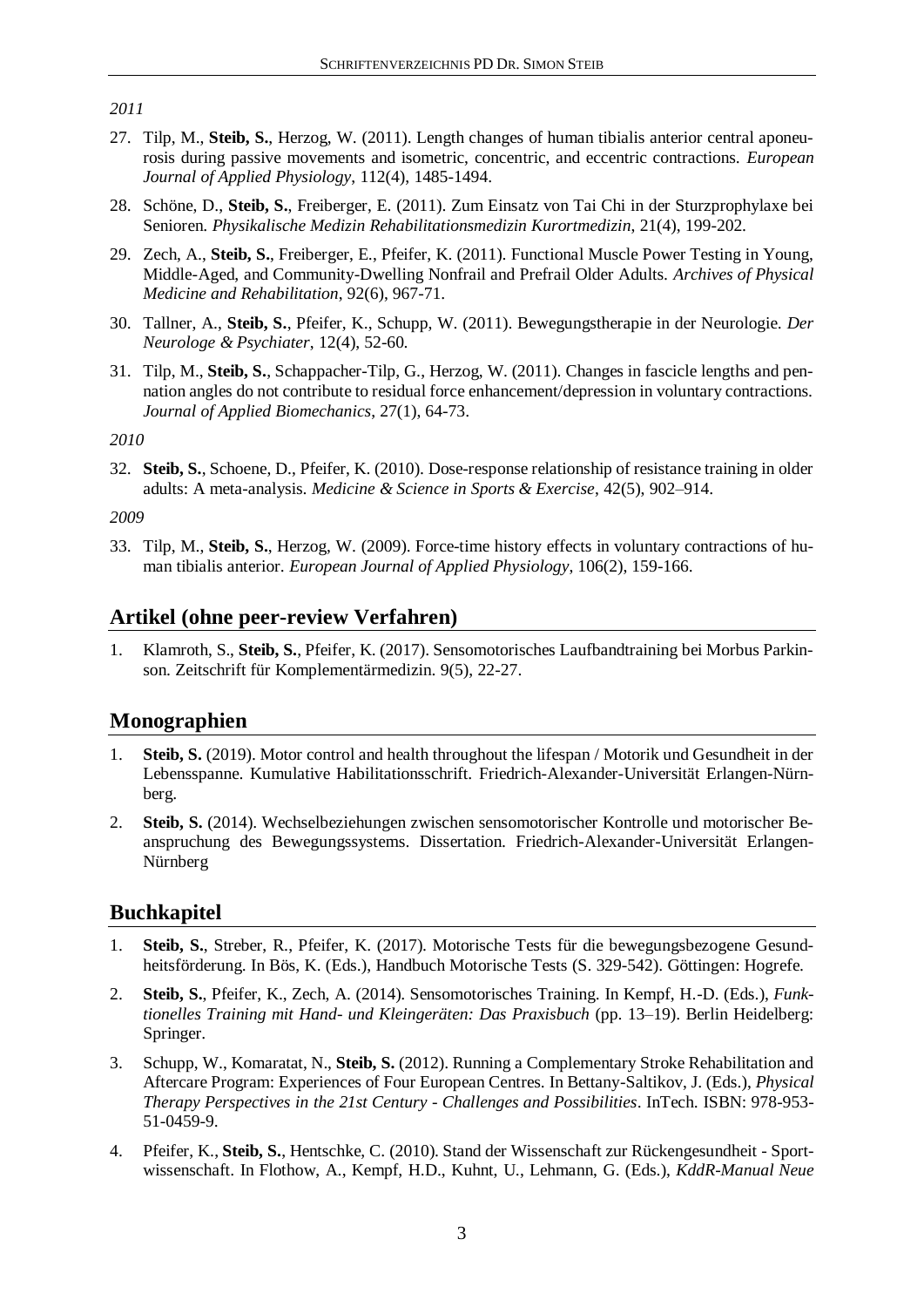*2011*

27. Tilp, M., **Steib, S.**, Herzog, W. (2011). Length changes of human tibialis anterior central aponeurosis during passive movements and isometric, concentric, and eccentric contractions. *European Journal of Applied Physiology*, 112(4), 1485-1494.

28. Schöne, D., **Steib, S.**, Freiberger, E. (2011). Zum Einsatz von Tai Chi in der Sturzprophylaxe bei Senioren. *Physikalische Medizin Rehabilitationsmedizin Kurortmedizin*, 21(4), 199-202.

29. Zech, A., **Steib, S.**, Freiberger, E., Pfeifer, K. (2011). Functional Muscle Power Testing in Young, Middle-Aged, and Community-Dwelling Nonfrail and Prefrail Older Adults. *Archives of Physical Medicine and Rehabilitation*, 92(6), 967-71.

30. Tallner, A., **Steib, S.**, Pfeifer, K., Schupp, W. (2011). Bewegungstherapie in der Neurologie. *Der Neurologe & Psychiater*, 12(4), 52-60.

31. Tilp, M., **Steib, S.**, Schappacher-Tilp, G., Herzog, W. (2011). Changes in fascicle lengths and pennation angles do not contribute to residual force enhancement/depression in voluntary contractions. *Journal of Applied Biomechanics*, 27(1), 64-73.

*2010*

32. **Steib, S.**, Schoene, D., Pfeifer, K. (2010). Dose-response relationship of resistance training in older adults: A meta-analysis. *Medicine & Science in Sports & Exercise*, 42(5), 902–914.

*2009*

33. Tilp, M., **Steib, S.**, Herzog, W. (2009). Force-time history effects in voluntary contractions of human tibialis anterior. *European Journal of Applied Physiology*, 106(2), 159-166.

## Artikel (ohne peer-review Verfahren)

1. Klamroth, S., **Steib, S.**, Pfeifer, K. (2017). Sensomotorisches Laufbandtraining bei Morbus Parkinson. Zeitschrift für Komplementärmedizin. 9(5), 22-27.

## Monographien

1. **Steib, S.** (2019). Motor control and health throughout the lifespan / Motorik und Gesundheit in der Lebensspanne. Kumulative Habilitationsschrift. Friedrich-Alexander-Universität Erlangen-Nürnberg.

2. **Steib, S.** (2014). Wechselbeziehungen zwischen sensomotorischer Kontrolle und motorischer Beanspruchung des Bewegungssystems. Dissertation. Friedrich-Alexander-Universität Erlangen-Nürnberg

## Buchkapitel

1. **Steib, S.**, Streber, R., Pfeifer, K. (2017). Motorische Tests für die bewegungsbezogene Gesundheitsförderung. In Bös, K. (Eds.), Handbuch Motorische Tests (S. 329-542). Göttingen: Hogrefe.

2. **Steib, S.**, Pfeifer, K., Zech, A. (2014). Sensomotorisches Training. In Kempf, H.-D. (Eds.), *Funktionelles Training mit Hand- und Kleingeräten: Das Praxisbuch* (pp. 13–19). Berlin Heidelberg: Springer.

3. Schupp, W., Komaratat, N., **Steib, S.** (2012). Running a Complementary Stroke Rehabilitation and Aftercare Program: Experiences of Four European Centres. In Bettany-Saltikov, J. (Eds.), *Physical Therapy Perspectives in the 21st Century - Challenges and Possibilities*. InTech. ISBN: 978-953-51-0459-9.

4. Pfeifer, K., **Steib, S.**, Hentschke, C. (2010). Stand der Wissenschaft zur Rückengesundheit - Sportwissenschaft. In Flothow, A., Kempf, H.D., Kuhnt, U., Lehmann, G. (Eds.), *KddR-Manual Neue*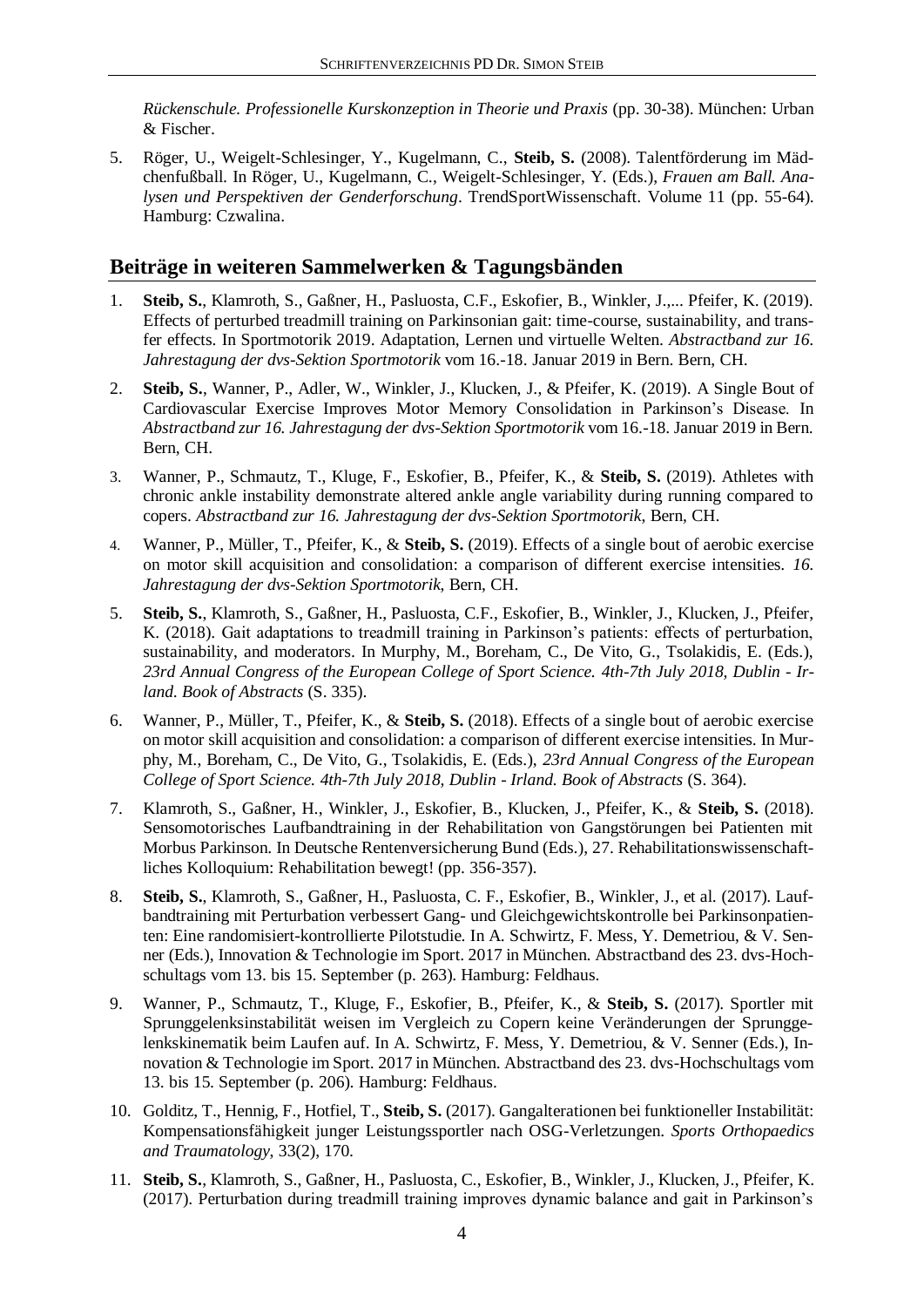*Rückenschule. Professionelle Kurskonzeption in Theorie und Praxis* (pp. 30-38). München: Urban & Fischer.

5. Röger, U., Weigelt-Schlesinger, Y., Kugelmann, C., **Steib, S.** (2008). Talentförderung im Mädchenfußball. In Röger, U., Kugelmann, C., Weigelt-Schlesinger, Y. (Eds.), *Frauen am Ball. Analysen und Perspektiven der Genderforschung*. TrendSportWissenschaft. Volume 11 (pp. 55-64). Hamburg: Czwalina.

## Beiträge in weiteren Sammelwerken & Tagungsbänden

1. **Steib, S.**, Klamroth, S., Gaßner, H., Pasluosta, C.F., Eskofier, B., Winkler, J.,... Pfeifer, K. (2019). Effects of perturbed treadmill training on Parkinsonian gait: time-course, sustainability, and transfer effects. In Sportmotorik 2019. Adaptation, Lernen und virtuelle Welten. *Abstractband zur 16. Jahrestagung der dvs-Sektion Sportmotorik* vom 16.-18. Januar 2019 in Bern. Bern, CH.

2. **Steib, S.**, Wanner, P., Adler, W., Winkler, J., Klucken, J., & Pfeifer, K. (2019). A Single Bout of Cardiovascular Exercise Improves Motor Memory Consolidation in Parkinson's Disease. In *Abstractband zur 16. Jahrestagung der dvs-Sektion Sportmotorik* vom 16.-18. Januar 2019 in Bern. Bern, CH.

3. Wanner, P., Schmautz, T., Kluge, F., Eskofier, B., Pfeifer, K., & **Steib, S.** (2019). Athletes with chronic ankle instability demonstrate altered ankle angle variability during running compared to copers. *Abstractband zur 16. Jahrestagung der dvs-Sektion Sportmotorik*, Bern, CH.

4. Wanner, P., Müller, T., Pfeifer, K., & **Steib, S.** (2019). Effects of a single bout of aerobic exercise on motor skill acquisition and consolidation: a comparison of different exercise intensities. *16. Jahrestagung der dvs-Sektion Sportmotorik*, Bern, CH.

5. **Steib, S.**, Klamroth, S., Gaßner, H., Pasluosta, C.F., Eskofier, B., Winkler, J., Klucken, J., Pfeifer, K. (2018). Gait adaptations to treadmill training in Parkinson's patients: effects of perturbation, sustainability, and moderators. In Murphy, M., Boreham, C., De Vito, G., Tsolakidis, E. (Eds.), *23rd Annual Congress of the European College of Sport Science. 4th-7th July 2018, Dublin - Irland. Book of Abstracts* (S. 335).

6. Wanner, P., Müller, T., Pfeifer, K., & **Steib, S.** (2018). Effects of a single bout of aerobic exercise on motor skill acquisition and consolidation: a comparison of different exercise intensities. In Murphy, M., Boreham, C., De Vito, G., Tsolakidis, E. (Eds.), *23rd Annual Congress of the European College of Sport Science. 4th-7th July 2018, Dublin - Irland. Book of Abstracts* (S. 364).

7. Klamroth, S., Gaßner, H., Winkler, J., Eskofier, B., Klucken, J., Pfeifer, K., & **Steib, S.** (2018). Sensomotorisches Laufbandtraining in der Rehabilitation von Gangstörungen bei Patienten mit Morbus Parkinson. In Deutsche Rentenversicherung Bund (Eds.), 27. Rehabilitationswissenschaftliches Kolloquium: Rehabilitation bewegt! (pp. 356-357).

8. **Steib, S.**, Klamroth, S., Gaßner, H., Pasluosta, C. F., Eskofier, B., Winkler, J., et al. (2017). Laufbandtraining mit Perturbation verbessert Gang- und Gleichgewichtskontrolle bei Parkinsonpatienten: Eine randomisiert-kontrollierte Pilotstudie. In A. Schwirtz, F. Mess, Y. Demetriou, & V. Senner (Eds.), Innovation & Technologie im Sport. 2017 in München. Abstractband des 23. dvs-Hochschultags vom 13. bis 15. September (p. 263). Hamburg: Feldhaus.

9. Wanner, P., Schmautz, T., Kluge, F., Eskofier, B., Pfeifer, K., & **Steib, S.** (2017). Sportler mit Sprunggelenksinstabilität weisen im Vergleich zu Copern keine Veränderungen der Sprunggelenkskinematik beim Laufen auf. In A. Schwirtz, F. Mess, Y. Demetriou, & V. Senner (Eds.), Innovation & Technologie im Sport. 2017 in München. Abstractband des 23. dvs-Hochschultags vom 13. bis 15. September (p. 206). Hamburg: Feldhaus.

10. Golditz, T., Hennig, F., Hotfiel, T., **Steib, S.** (2017). Gangalterationen bei funktioneller Instabilität: Kompensationsfähigkeit junger Leistungssportler nach OSG-Verletzungen. *Sports Orthopaedics and Traumatology*, 33(2), 170.

11. **Steib, S.**, Klamroth, S., Gaßner, H., Pasluosta, C., Eskofier, B., Winkler, J., Klucken, J., Pfeifer, K. (2017). Perturbation during treadmill training improves dynamic balance and gait in Parkinson's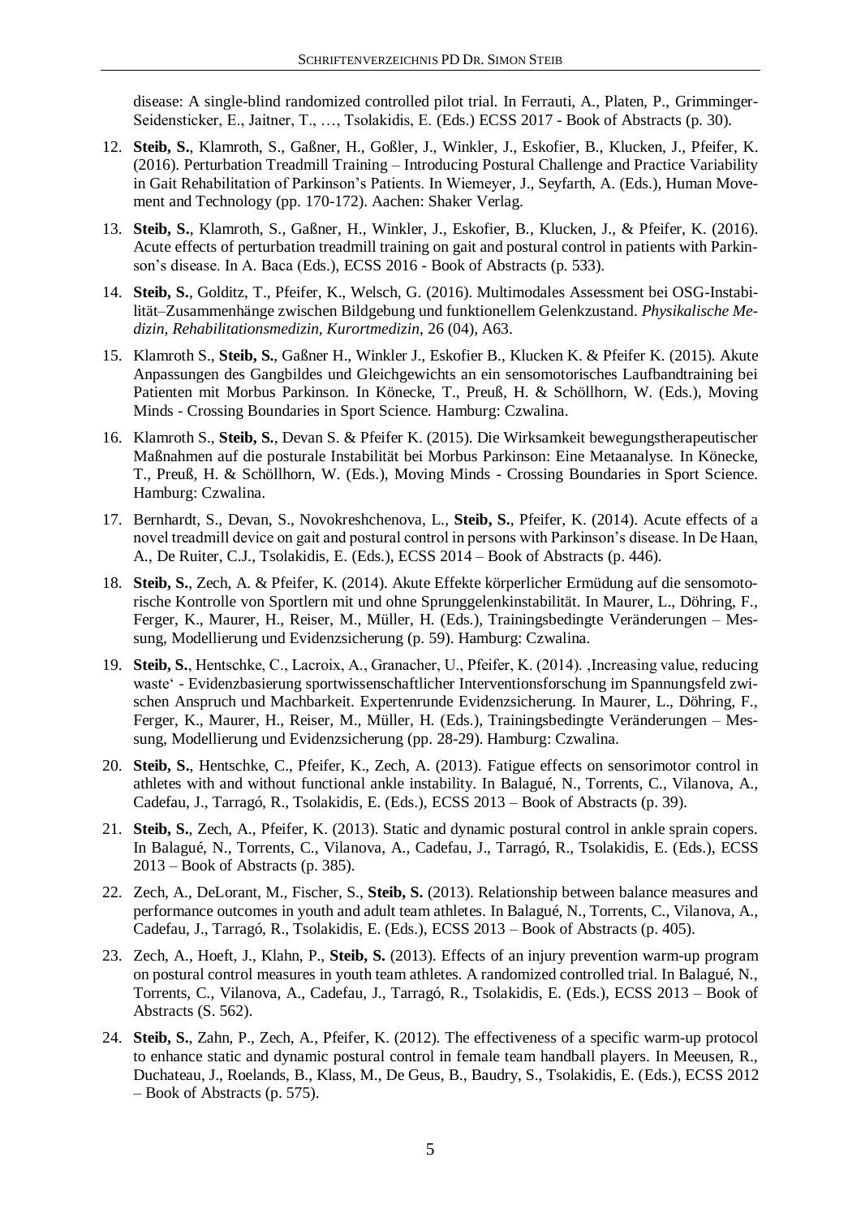disease: A single-blind randomized controlled pilot trial. In Ferrauti, A., Platen, P., Grimminger-Seidensticker, E., Jaitner, T., …, Tsolakidis, E. (Eds.) ECSS 2017 - Book of Abstracts (p. 30).

12. **Steib, S.**, Klamroth, S., Gaßner, H., Goßler, J., Winkler, J., Eskofier, B., Klucken, J., Pfeifer, K. (2016). Perturbation Treadmill Training – Introducing Postural Challenge and Practice Variability in Gait Rehabilitation of Parkinson's Patients. In Wiemeyer, J., Seyfarth, A. (Eds.), Human Movement and Technology (pp. 170-172). Aachen: Shaker Verlag.
13. **Steib, S.**, Klamroth, S., Gaßner, H., Winkler, J., Eskofier, B., Klucken, J., & Pfeifer, K. (2016). Acute effects of perturbation treadmill training on gait and postural control in patients with Parkinson's disease. In A. Baca (Eds.), ECSS 2016 - Book of Abstracts (p. 533).
14. **Steib, S.**, Golditz, T., Pfeifer, K., Welsch, G. (2016). Multimodales Assessment bei OSG-Instabilität–Zusammenhänge zwischen Bildgebung und funktionellem Gelenkzustand. *Physikalische Medizin, Rehabilitationsmedizin, Kurortmedizin*, 26 (04), A63.
15. Klamroth S., **Steib, S.**, Gaßner H., Winkler J., Eskofier B., Klucken K. & Pfeifer K. (2015). Akute Anpassungen des Gangbildes und Gleichgewichts an ein sensomotorisches Laufbandtraining bei Patienten mit Morbus Parkinson. In Könecke, T., Preuß, H. & Schöllhorn, W. (Eds.), Moving Minds - Crossing Boundaries in Sport Science. Hamburg: Czwalina.
16. Klamroth S., **Steib, S.**, Devan S. & Pfeifer K. (2015). Die Wirksamkeit bewegungstherapeutischer Maßnahmen auf die posturale Instabilität bei Morbus Parkinson: Eine Metaanalyse. In Könecke, T., Preuß, H. & Schöllhorn, W. (Eds.), Moving Minds - Crossing Boundaries in Sport Science. Hamburg: Czwalina.
17. Bernhardt, S., Devan, S., Novokreshchenova, L., **Steib, S.**, Pfeifer, K. (2014). Acute effects of a novel treadmill device on gait and postural control in persons with Parkinson's disease. In De Haan, A., De Ruiter, C.J., Tsolakidis, E. (Eds.), ECSS 2014 – Book of Abstracts (p. 446).
18. **Steib, S.**, Zech, A. & Pfeifer, K. (2014). Akute Effekte körperlicher Ermüdung auf die sensomotorische Kontrolle von Sportlern mit und ohne Sprunggelenkinstabilität. In Maurer, L., Döhring, F., Ferger, K., Maurer, H., Reiser, M., Müller, H. (Eds.), Trainingsbedingte Veränderungen – Messung, Modellierung und Evidenzsicherung (p. 59). Hamburg: Czwalina.
19. **Steib, S.**, Hentschke, C., Lacroix, A., Granacher, U., Pfeifer, K. (2014). 'Increasing value, reducing waste' - Evidenzbasierung sportwissenschaftlicher Interventionsforschung im Spannungsfeld zwischen Anspruch und Machbarkeit. Expertenrunde Evidenzsicherung. In Maurer, L., Döhring, F., Ferger, K., Maurer, H., Reiser, M., Müller, H. (Eds.), Trainingsbedingte Veränderungen – Messung, Modellierung und Evidenzsicherung (pp. 28-29). Hamburg: Czwalina.
20. **Steib, S.**, Hentschke, C., Pfeifer, K., Zech, A. (2013). Fatigue effects on sensorimotor control in athletes with and without functional ankle instability. In Balagué, N., Torrents, C., Vilanova, A., Cadefau, J., Tarragó, R., Tsolakidis, E. (Eds.), ECSS 2013 – Book of Abstracts (p. 39).
21. **Steib, S.**, Zech, A., Pfeifer, K. (2013). Static and dynamic postural control in ankle sprain copers. In Balagué, N., Torrents, C., Vilanova, A., Cadefau, J., Tarragó, R., Tsolakidis, E. (Eds.), ECSS 2013 – Book of Abstracts (p. 385).
22. Zech, A., DeLorant, M., Fischer, S., **Steib, S.** (2013). Relationship between balance measures and performance outcomes in youth and adult team athletes. In Balagué, N., Torrents, C., Vilanova, A., Cadefau, J., Tarragó, R., Tsolakidis, E. (Eds.), ECSS 2013 – Book of Abstracts (p. 405).
23. Zech, A., Hoeft, J., Klahn, P., **Steib, S.** (2013). Effects of an injury prevention warm-up program on postural control measures in youth team athletes. A randomized controlled trial. In Balagué, N., Torrents, C., Vilanova, A., Cadefau, J., Tarragó, R., Tsolakidis, E. (Eds.), ECSS 2013 – Book of Abstracts (S. 562).
24. **Steib, S.**, Zahn, P., Zech, A., Pfeifer, K. (2012). The effectiveness of a specific warm-up protocol to enhance static and dynamic postural control in female team handball players. In Meeusen, R., Duchateau, J., Roelands, B., Klass, M., De Geus, B., Baudry, S., Tsolakidis, E. (Eds.), ECSS 2012 – Book of Abstracts (p. 575).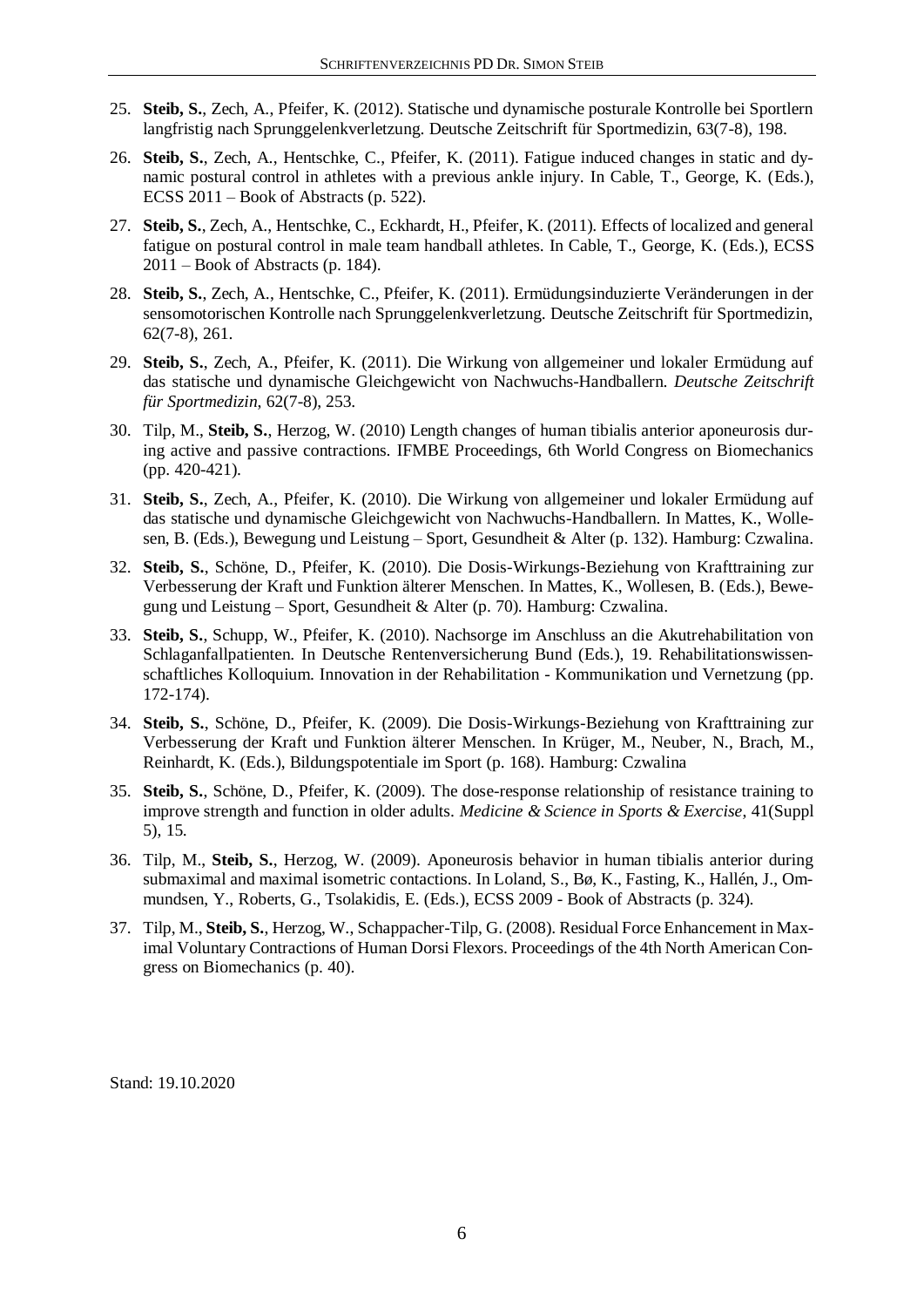25. **Steib, S.**, Zech, A., Pfeifer, K. (2012). Statische und dynamische posturale Kontrolle bei Sportlern langfristig nach Sprunggelenkverletzung. Deutsche Zeitschrift für Sportmedizin, 63(7-8), 198.

26. **Steib, S.**, Zech, A., Hentschke, C., Pfeifer, K. (2011). Fatigue induced changes in static and dynamic postural control in athletes with a previous ankle injury. In Cable, T., George, K. (Eds.), ECSS 2011 – Book of Abstracts (p. 522).

27. **Steib, S.**, Zech, A., Hentschke, C., Eckhardt, H., Pfeifer, K. (2011). Effects of localized and general fatigue on postural control in male team handball athletes. In Cable, T., George, K. (Eds.), ECSS 2011 – Book of Abstracts (p. 184).

28. **Steib, S.**, Zech, A., Hentschke, C., Pfeifer, K. (2011). Ermüdungsinduzierte Veränderungen in der sensomotorischen Kontrolle nach Sprunggelenkverletzung. Deutsche Zeitschrift für Sportmedizin, 62(7-8), 261.

29. **Steib, S.**, Zech, A., Pfeifer, K. (2011). Die Wirkung von allgemeiner und lokaler Ermüdung auf das statische und dynamische Gleichgewicht von Nachwuchs-Handballern. *Deutsche Zeitschrift für Sportmedizin*, 62(7-8), 253.

30. Tilp, M., **Steib, S.**, Herzog, W. (2010) Length changes of human tibialis anterior aponeurosis during active and passive contractions. IFMBE Proceedings, 6th World Congress on Biomechanics (pp. 420-421).

31. **Steib, S.**, Zech, A., Pfeifer, K. (2010). Die Wirkung von allgemeiner und lokaler Ermüdung auf das statische und dynamische Gleichgewicht von Nachwuchs-Handballern. In Mattes, K., Wollesen, B. (Eds.), Bewegung und Leistung – Sport, Gesundheit & Alter (p. 132). Hamburg: Czwalina.

32. **Steib, S.**, Schöne, D., Pfeifer, K. (2010). Die Dosis-Wirkungs-Beziehung von Krafttraining zur Verbesserung der Kraft und Funktion älterer Menschen. In Mattes, K., Wollesen, B. (Eds.), Bewegung und Leistung – Sport, Gesundheit & Alter (p. 70). Hamburg: Czwalina.

33. **Steib, S.**, Schupp, W., Pfeifer, K. (2010). Nachsorge im Anschluss an die Akutrehabilitation von Schlaganfallpatienten. In Deutsche Rentenversicherung Bund (Eds.), 19. Rehabilitationswissenschaftliches Kolloquium. Innovation in der Rehabilitation - Kommunikation und Vernetzung (pp. 172-174).

34. **Steib, S.**, Schöne, D., Pfeifer, K. (2009). Die Dosis-Wirkungs-Beziehung von Krafttraining zur Verbesserung der Kraft und Funktion älterer Menschen. In Krüger, M., Neuber, N., Brach, M., Reinhardt, K. (Eds.), Bildungspotentiale im Sport (p. 168). Hamburg: Czwalina

35. **Steib, S.**, Schöne, D., Pfeifer, K. (2009). The dose-response relationship of resistance training to improve strength and function in older adults. *Medicine & Science in Sports & Exercise*, 41(Suppl 5), 15.

36. Tilp, M., **Steib, S.**, Herzog, W. (2009). Aponeurosis behavior in human tibialis anterior during submaximal and maximal isometric contactions. In Loland, S., Bø, K., Fasting, K., Hallén, J., Ommundsen, Y., Roberts, G., Tsolakidis, E. (Eds.), ECSS 2009 - Book of Abstracts (p. 324).

37. Tilp, M., **Steib, S.**, Herzog, W., Schappacher-Tilp, G. (2008). Residual Force Enhancement in Maximal Voluntary Contractions of Human Dorsi Flexors. Proceedings of the 4th North American Congress on Biomechanics (p. 40).

Stand: 19.10.2020